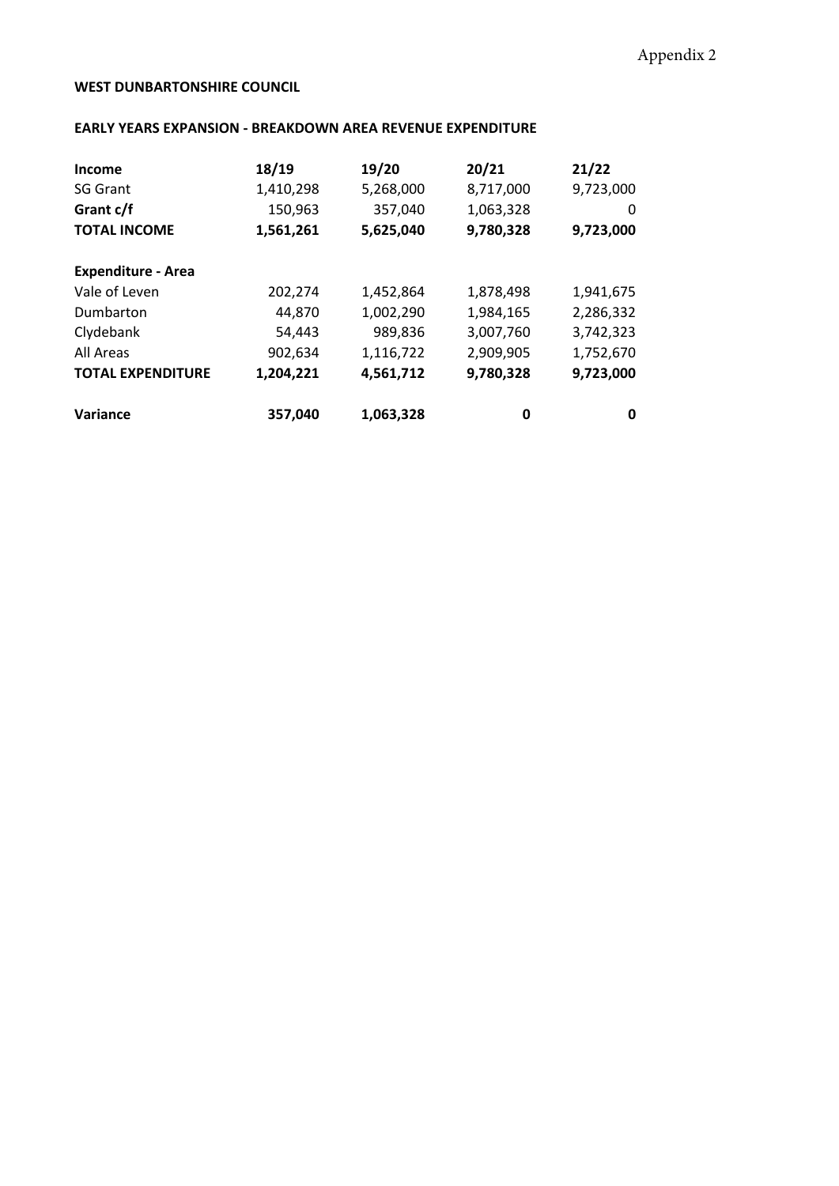Appendix 2

**WEST DUNBARTONSHIRE COUNCIL**

**EARLY YEARS EXPANSION - BREAKDOWN AREA REVENUE EXPENDITURE**

| **Income** | **18/19** | **19/20** | **20/21** | **21/22** |
|---|---|---|---|---|
| SG Grant | 1,410,298 | 5,268,000 | 8,717,000 | 9,723,000 |
| **Grant c/f** | 150,963 | 357,040 | 1,063,328 | 0 |
| **TOTAL INCOME** | **1,561,261** | **5,625,040** | **9,780,328** | **9,723,000** |
| | | | | |
| **Expenditure - Area** | | | | |
| Vale of Leven | 202,274 | 1,452,864 | 1,878,498 | 1,941,675 |
| Dumbarton | 44,870 | 1,002,290 | 1,984,165 | 2,286,332 |
| Clydebank | 54,443 | 989,836 | 3,007,760 | 3,742,323 |
| All Areas | 902,634 | 1,116,722 | 2,909,905 | 1,752,670 |
| **TOTAL EXPENDITURE** | **1,204,221** | **4,561,712** | **9,780,328** | **9,723,000** |
| | | | | |
| **Variance** | **357,040** | **1,063,328** | **0** | **0** |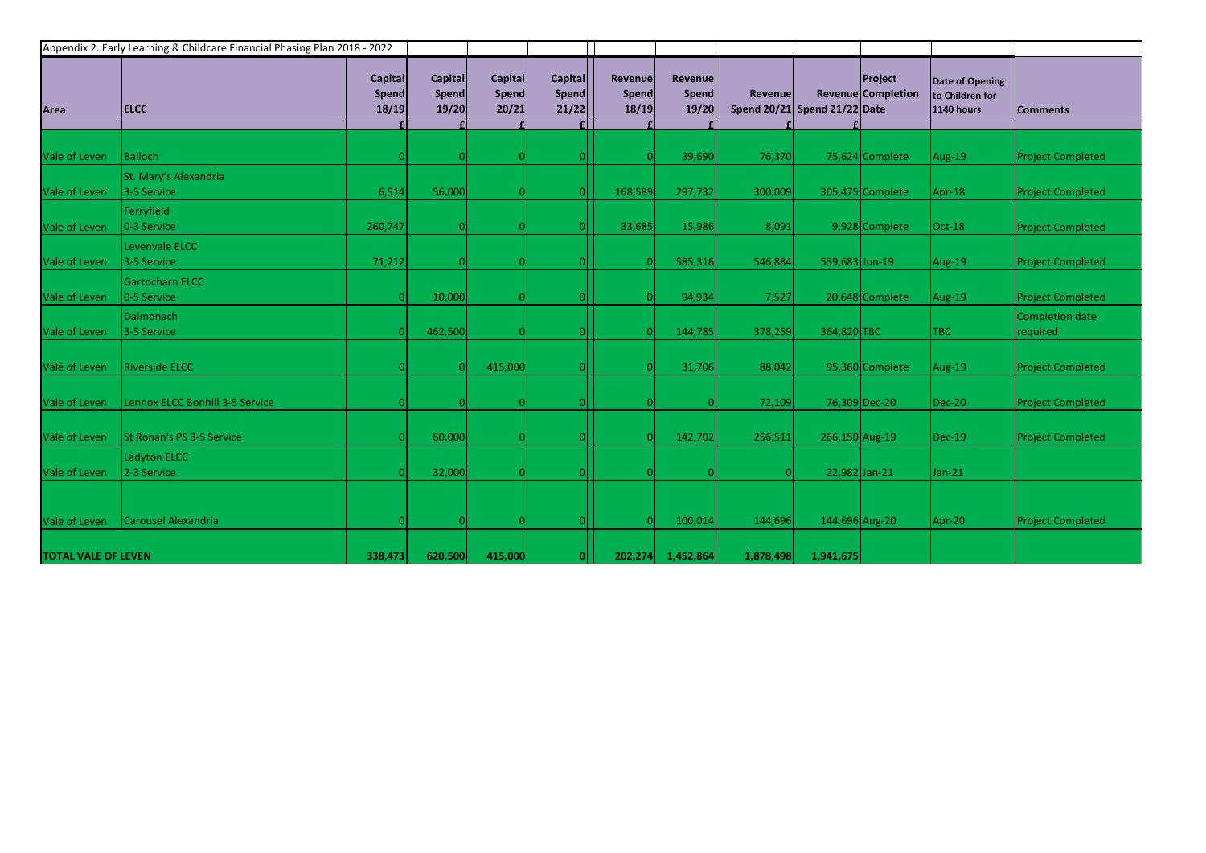| Appendix 2: Early Learning & Childcare Financial Phasing Plan 2018 - 2022 | | | | | | | | | | | | | |
|---|---|---|---|---|---|---|---|---|---|---|---|---|---|
| **Area** | **ELCC** | **Capital Spend 18/19** | **Capital Spend 19/20** | **Capital Spend 20/21** | **Capital Spend 21/22** | **Revenue Spend 18/19** | **Revenue Spend 19/20** | **Revenue Spend 20/21** | **Revenue Spend 21/22** | **Project Completion Date** | **Date of Opening to Children for 1140 hours** | **Comments** |
| | | **£** | **£** | **£** | **£** | **£** | **£** | **£** | **£** | | | |
| Vale of Leven | Balloch | 0 | 0 | 0 | 0 | 0 | 39,690 | 76,370 | 75,624 | Complete | Aug-19 | Project Completed |
| Vale of Leven | St. Mary's Alexandria 3-5 Service | 6,514 | 56,000 | 0 | 0 | 168,589 | 297,732 | 300,009 | 305,475 | Complete | Apr-18 | Project Completed |
| Vale of Leven | Ferryfield 0-3 Service | 260,747 | 0 | 0 | 0 | 33,685 | 15,986 | 8,091 | 9,928 | Complete | Oct-18 | Project Completed |
| Vale of Leven | Levenvale ELCC 3-5 Service | 71,212 | 0 | 0 | 0 | 0 | 585,316 | 546,884 | 559,683 | Jun-19 | Aug-19 | Project Completed |
| Vale of Leven | Gartocharn ELCC 0-5 Service | 0 | 10,000 | 0 | 0 | 0 | 94,934 | 7,527 | 20,648 | Complete | Aug-19 | Project Completed |
| Vale of Leven | Dalmonach 3-5 Service | 0 | 462,500 | 0 | 0 | 0 | 144,785 | 378,259 | 364,820 | TBC | TBC | Completion date required |
| Vale of Leven | Riverside ELCC | 0 | 0 | 415,000 | 0 | 0 | 31,706 | 88,042 | 95,360 | Complete | Aug-19 | Project Completed |
| Vale of Leven | Lennox ELCC Bonhill 3-5 Service | 0 | 0 | 0 | 0 | 0 | 0 | 72,109 | 76,309 | Dec-20 | Dec-20 | Project Completed |
| Vale of Leven | St Ronan's PS 3-5 Service | 0 | 60,000 | 0 | 0 | 0 | 142,702 | 256,511 | 266,150 | Aug-19 | Dec-19 | Project Completed |
| Vale of Leven | Ladyton ELCC 2-3 Service | 0 | 32,000 | 0 | 0 | 0 | 0 | 0 | 22,982 | Jan-21 | Jan-21 | |
| Vale of Leven | Carousel Alexandria | 0 | 0 | 0 | 0 | 0 | 100,014 | 144,696 | 144,696 | Aug-20 | Apr-20 | Project Completed |
| **TOTAL VALE OF LEVEN** | | **338,473** | **620,500** | **415,000** | **0** | **202,274** | **1,452,864** | **1,878,498** | **1,941,675** | | | |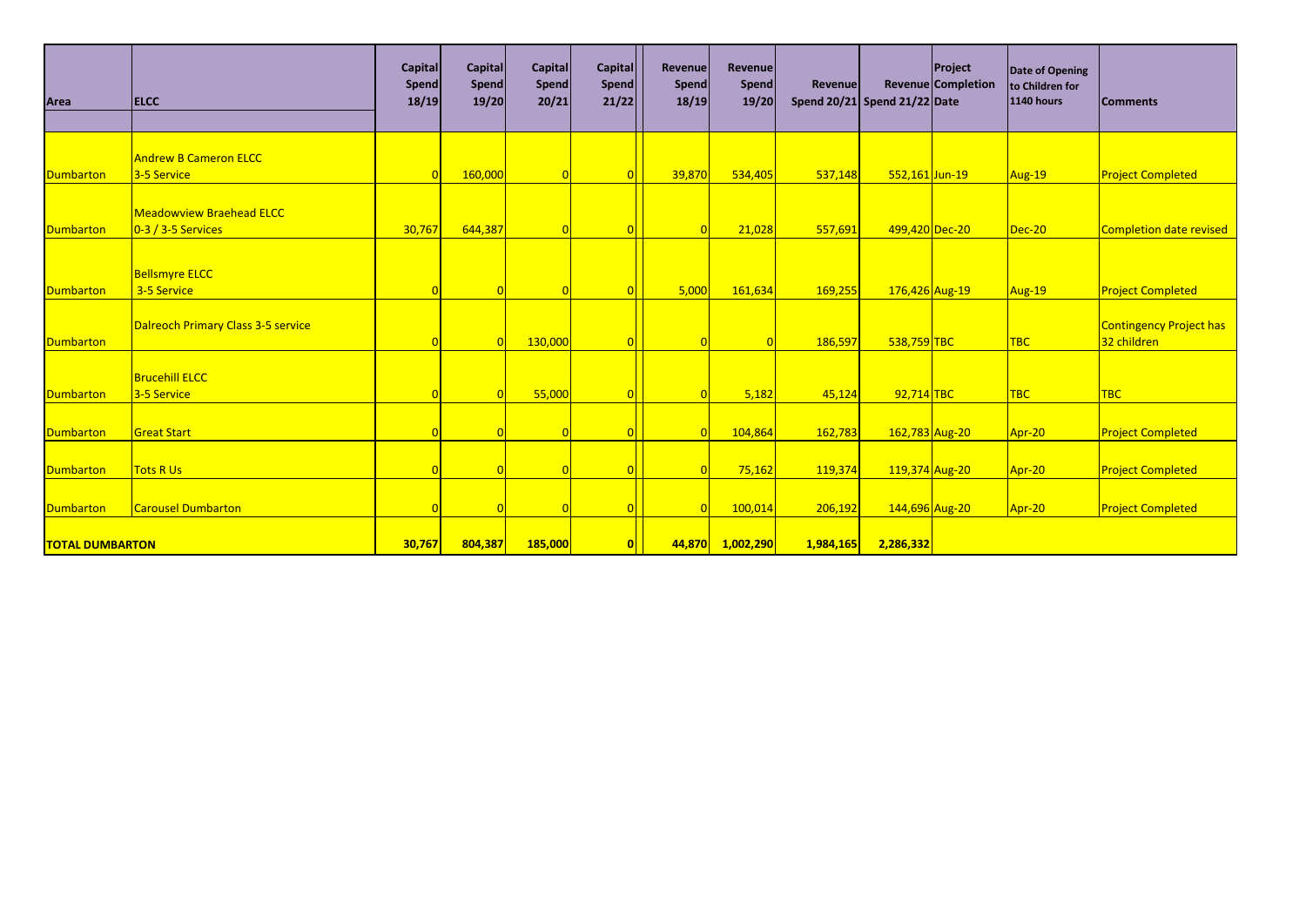| Area | ELCC | Capital Spend 18/19 | Capital Spend 19/20 | Capital Spend 20/21 | Capital Spend 21/22 | Revenue Spend 18/19 | Revenue Spend 19/20 | Revenue Spend 20/21 | Revenue Spend 21/22 | Project Completion Date | Date of Opening to Children for 1140 hours | Comments |
|---|---|---|---|---|---|---|---|---|---|---|---|---|
| Dumbarton | Andrew B Cameron ELCC 3-5 Service | 0 | 160,000 | 0 | 0 | 39,870 | 534,405 | 537,148 | 552,161 | Jun-19 | Aug-19 | Project Completed |
| Dumbarton | Meadowview Braehead ELCC 0-3 / 3-5 Services | 30,767 | 644,387 | 0 | 0 | 0 | 21,028 | 557,691 | 499,420 | Dec-20 | Dec-20 | Completion date revised |
| Dumbarton | Bellsmyre ELCC 3-5 Service | 0 | 0 | 0 | 0 | 5,000 | 161,634 | 169,255 | 176,426 | Aug-19 | Aug-19 | Project Completed |
| Dumbarton | Dalreoch Primary Class 3-5 service | 0 | 0 | 130,000 | 0 | 0 | 0 | 186,597 | 538,759 | TBC | TBC | Contingency Project has 32 children |
| Dumbarton | Brucehill ELCC 3-5 Service | 0 | 0 | 55,000 | 0 | 0 | 5,182 | 45,124 | 92,714 | TBC | TBC | TBC |
| Dumbarton | Great Start | 0 | 0 | 0 | 0 | 0 | 104,864 | 162,783 | 162,783 | Aug-20 | Apr-20 | Project Completed |
| Dumbarton | Tots R Us | 0 | 0 | 0 | 0 | 0 | 75,162 | 119,374 | 119,374 | Aug-20 | Apr-20 | Project Completed |
| Dumbarton | Carousel Dumbarton | 0 | 0 | 0 | 0 | 0 | 100,014 | 206,192 | 144,696 | Aug-20 | Apr-20 | Project Completed |
| **TOTAL DUMBARTON** | | **30,767** | **804,387** | **185,000** | **0** | **44,870** | **1,002,290** | **1,984,165** | **2,286,332** | | | |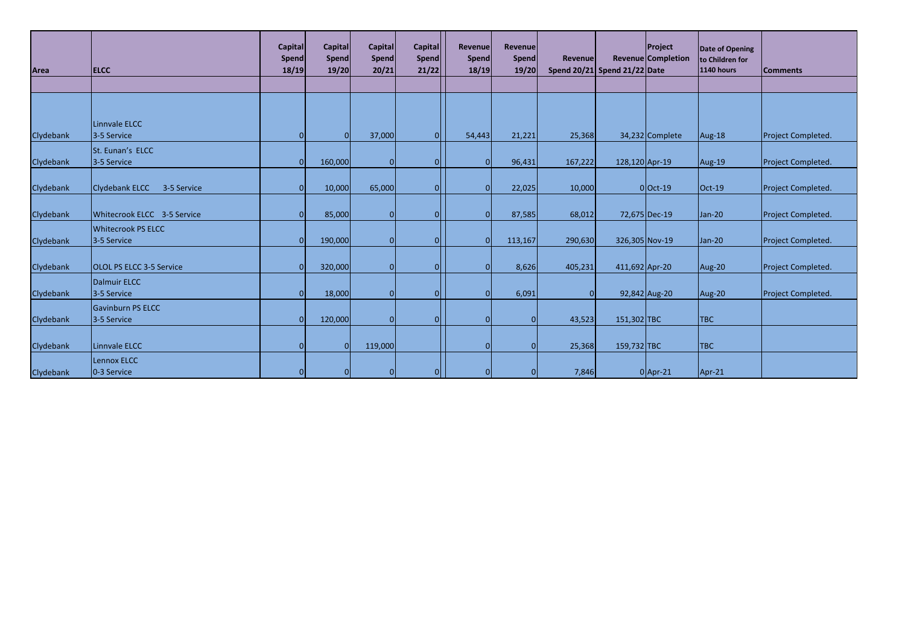| Area | ELCC | Capital Spend 18/19 | Capital Spend 19/20 | Capital Spend 20/21 | Capital Spend 21/22 | Revenue Spend 18/19 | Revenue Spend 19/20 | Revenue Spend 20/21 | Revenue Spend 21/22 | Project Completion Date | Date of Opening to Children for 1140 hours | Comments |
|---|---|---|---|---|---|---|---|---|---|---|---|---|
| | | | | | | | | | | | | |
| Clydebank | Linnvale ELCC 3-5 Service | 0 | 0 | 37,000 | 0 | 54,443 | 21,221 | 25,368 | 34,232 | Complete | Aug-18 | Project Completed. |
| Clydebank | St. Eunan's ELCC 3-5 Service | 0 | 160,000 | 0 | 0 | 0 | 96,431 | 167,222 | 128,120 | Apr-19 | Aug-19 | Project Completed. |
| Clydebank | Clydebank ELCC 3-5 Service | 0 | 10,000 | 65,000 | 0 | 0 | 22,025 | 10,000 | 0 | Oct-19 | Oct-19 | Project Completed. |
| Clydebank | Whitecrook ELCC 3-5 Service | 0 | 85,000 | 0 | 0 | 0 | 87,585 | 68,012 | 72,675 | Dec-19 | Jan-20 | Project Completed. |
| Clydebank | Whitecrook PS ELCC 3-5 Service | 0 | 190,000 | 0 | 0 | 0 | 113,167 | 290,630 | 326,305 | Nov-19 | Jan-20 | Project Completed. |
| Clydebank | OLOL PS ELCC 3-5 Service | 0 | 320,000 | 0 | 0 | 0 | 8,626 | 405,231 | 411,692 | Apr-20 | Aug-20 | Project Completed. |
| Clydebank | Dalmuir ELCC 3-5 Service | 0 | 18,000 | 0 | 0 | 0 | 6,091 | 0 | 92,842 | Aug-20 | Aug-20 | Project Completed. |
| Clydebank | Gavinburn PS ELCC 3-5 Service | 0 | 120,000 | 0 | 0 | 0 | 0 | 43,523 | 151,302 | TBC | TBC | |
| Clydebank | Linnvale ELCC | 0 | 0 | 119,000 | | 0 | 0 | 25,368 | 159,732 | TBC | TBC | |
| Clydebank | Lennox ELCC 0-3 Service | 0 | 0 | 0 | 0 | 0 | 0 | 7,846 | 0 | Apr-21 | Apr-21 | |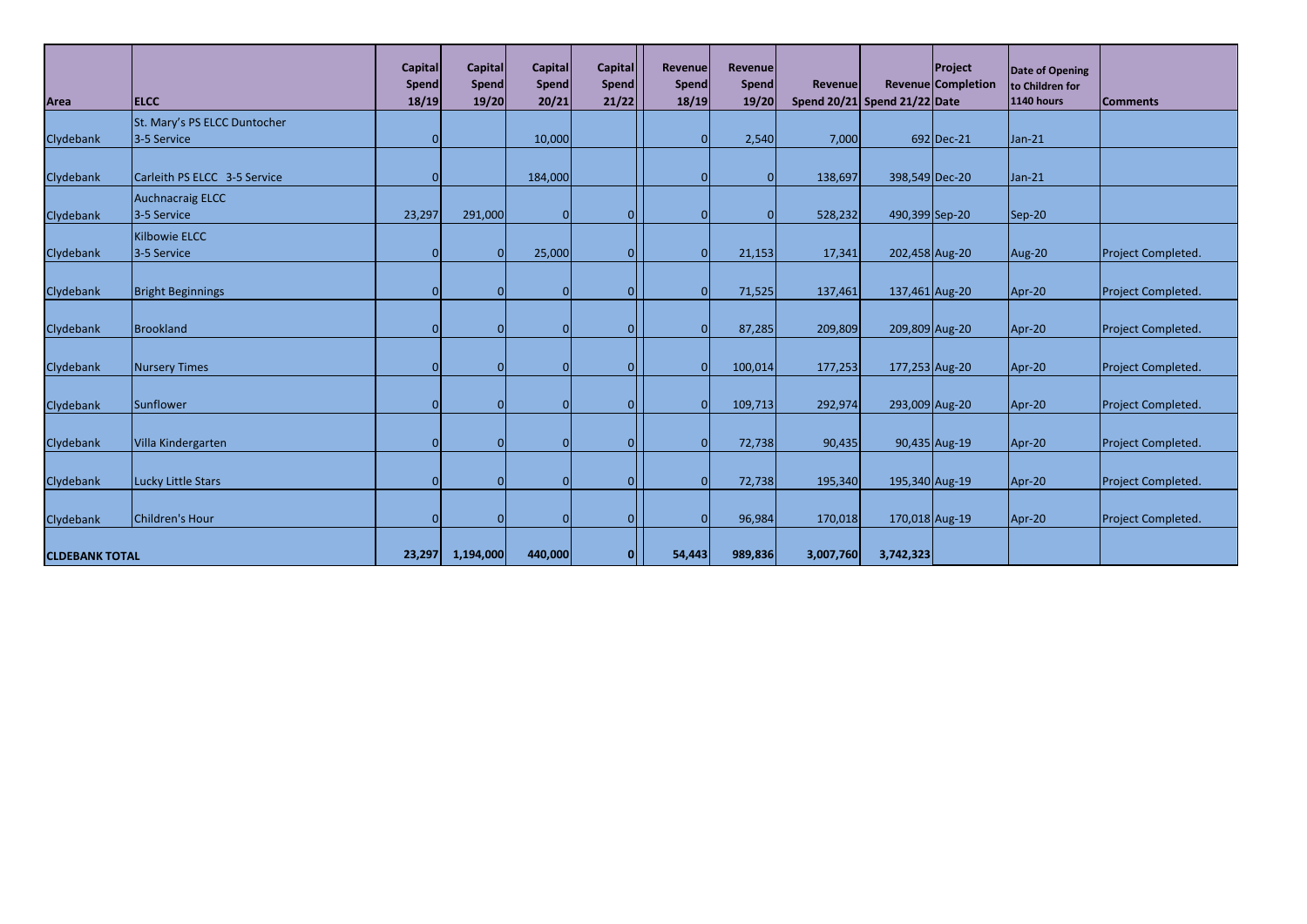| Area | ELCC | Capital Spend 18/19 | Capital Spend 19/20 | Capital Spend 20/21 | Capital Spend 21/22 | Revenue Spend 18/19 | Revenue Spend 19/20 | Revenue Spend 20/21 | Revenue Spend 21/22 | Project Completion Date | Date of Opening to Children for 1140 hours | Comments |
|---|---|---|---|---|---|---|---|---|---|---|---|---|
| Clydebank | St. Mary's PS ELCC Duntocher 3-5 Service | 0 | | 10,000 | | 0 | 2,540 | 7,000 | 692 | Dec-21 | Jan-21 | |
| Clydebank | Carleith PS ELCC 3-5 Service | 0 | | 184,000 | | 0 | 0 | 138,697 | 398,549 | Dec-20 | Jan-21 | |
| Clydebank | Auchnacraig ELCC 3-5 Service | 23,297 | 291,000 | 0 | 0 | 0 | 0 | 528,232 | 490,399 | Sep-20 | Sep-20 | |
| Clydebank | Kilbowie ELCC 3-5 Service | 0 | 0 | 25,000 | 0 | 0 | 21,153 | 17,341 | 202,458 | Aug-20 | Aug-20 | Project Completed. |
| Clydebank | Bright Beginnings | 0 | 0 | 0 | 0 | 0 | 71,525 | 137,461 | 137,461 | Aug-20 | Apr-20 | Project Completed. |
| Clydebank | Brookland | 0 | 0 | 0 | 0 | 0 | 87,285 | 209,809 | 209,809 | Aug-20 | Apr-20 | Project Completed. |
| Clydebank | Nursery Times | 0 | 0 | 0 | 0 | 0 | 100,014 | 177,253 | 177,253 | Aug-20 | Apr-20 | Project Completed. |
| Clydebank | Sunflower | 0 | 0 | 0 | 0 | 0 | 109,713 | 292,974 | 293,009 | Aug-20 | Apr-20 | Project Completed. |
| Clydebank | Villa Kindergarten | 0 | 0 | 0 | 0 | 0 | 72,738 | 90,435 | 90,435 | Aug-19 | Apr-20 | Project Completed. |
| Clydebank | Lucky Little Stars | 0 | 0 | 0 | 0 | 0 | 72,738 | 195,340 | 195,340 | Aug-19 | Apr-20 | Project Completed. |
| Clydebank | Children's Hour | 0 | 0 | 0 | 0 | 0 | 96,984 | 170,018 | 170,018 | Aug-19 | Apr-20 | Project Completed. |
| **CLDEBANK TOTAL** | | **23,297** | **1,194,000** | **440,000** | **0** | **54,443** | **989,836** | **3,007,760** | **3,742,323** | | | |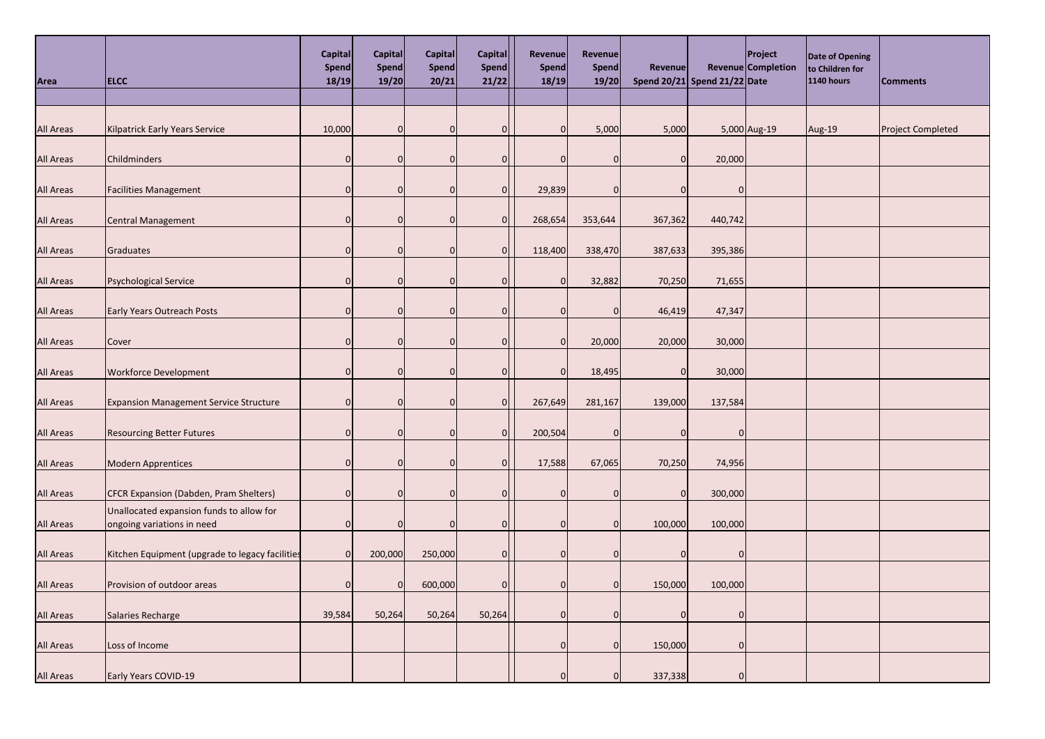| Area | ELCC | Capital Spend 18/19 | Capital Spend 19/20 | Capital Spend 20/21 | Capital Spend 21/22 | Revenue Spend 18/19 | Revenue Spend 19/20 | Revenue Spend 20/21 | Revenue Spend 21/22 | Project Completion Date | Date of Opening to Children for 1140 hours | Comments |
|---|---|---|---|---|---|---|---|---|---|---|---|---|
| | | | | | | | | | | | | |
| All Areas | Kilpatrick Early Years Service | 10,000 | 0 | 0 | 0 | 0 | 5,000 | 5,000 | 5,000 | Aug-19 | Aug-19 | Project Completed |
| All Areas | Childminders | 0 | 0 | 0 | 0 | 0 | 0 | 0 | 20,000 | | | |
| All Areas | Facilities Management | 0 | 0 | 0 | 0 | 29,839 | 0 | 0 | 0 | | | |
| All Areas | Central Management | 0 | 0 | 0 | 0 | 268,654 | 353,644 | 367,362 | 440,742 | | | |
| All Areas | Graduates | 0 | 0 | 0 | 0 | 118,400 | 338,470 | 387,633 | 395,386 | | | |
| All Areas | Psychological Service | 0 | 0 | 0 | 0 | 0 | 32,882 | 70,250 | 71,655 | | | |
| All Areas | Early Years Outreach Posts | 0 | 0 | 0 | 0 | 0 | 0 | 46,419 | 47,347 | | | |
| All Areas | Cover | 0 | 0 | 0 | 0 | 0 | 20,000 | 20,000 | 30,000 | | | |
| All Areas | Workforce Development | 0 | 0 | 0 | 0 | 0 | 18,495 | 0 | 30,000 | | | |
| All Areas | Expansion Management Service Structure | 0 | 0 | 0 | 0 | 267,649 | 281,167 | 139,000 | 137,584 | | | |
| All Areas | Resourcing Better Futures | 0 | 0 | 0 | 0 | 200,504 | 0 | 0 | 0 | | | |
| All Areas | Modern Apprentices | 0 | 0 | 0 | 0 | 17,588 | 67,065 | 70,250 | 74,956 | | | |
| All Areas | CFCR Expansion (Dabden, Pram Shelters) | 0 | 0 | 0 | 0 | 0 | 0 | 0 | 300,000 | | | |
| All Areas | Unallocated expansion funds to allow for ongoing variations in need | 0 | 0 | 0 | 0 | 0 | 0 | 100,000 | 100,000 | | | |
| All Areas | Kitchen Equipment (upgrade to legacy facilities | 0 | 200,000 | 250,000 | 0 | 0 | 0 | 0 | 0 | | | |
| All Areas | Provision of outdoor areas | 0 | 0 | 600,000 | 0 | 0 | 0 | 150,000 | 100,000 | | | |
| All Areas | Salaries Recharge | 39,584 | 50,264 | 50,264 | 50,264 | 0 | 0 | 0 | 0 | | | |
| All Areas | Loss of Income | | | | | 0 | 0 | 150,000 | 0 | | | |
| All Areas | Early Years COVID-19 | | | | | 0 | 0 | 337,338 | 0 | | | |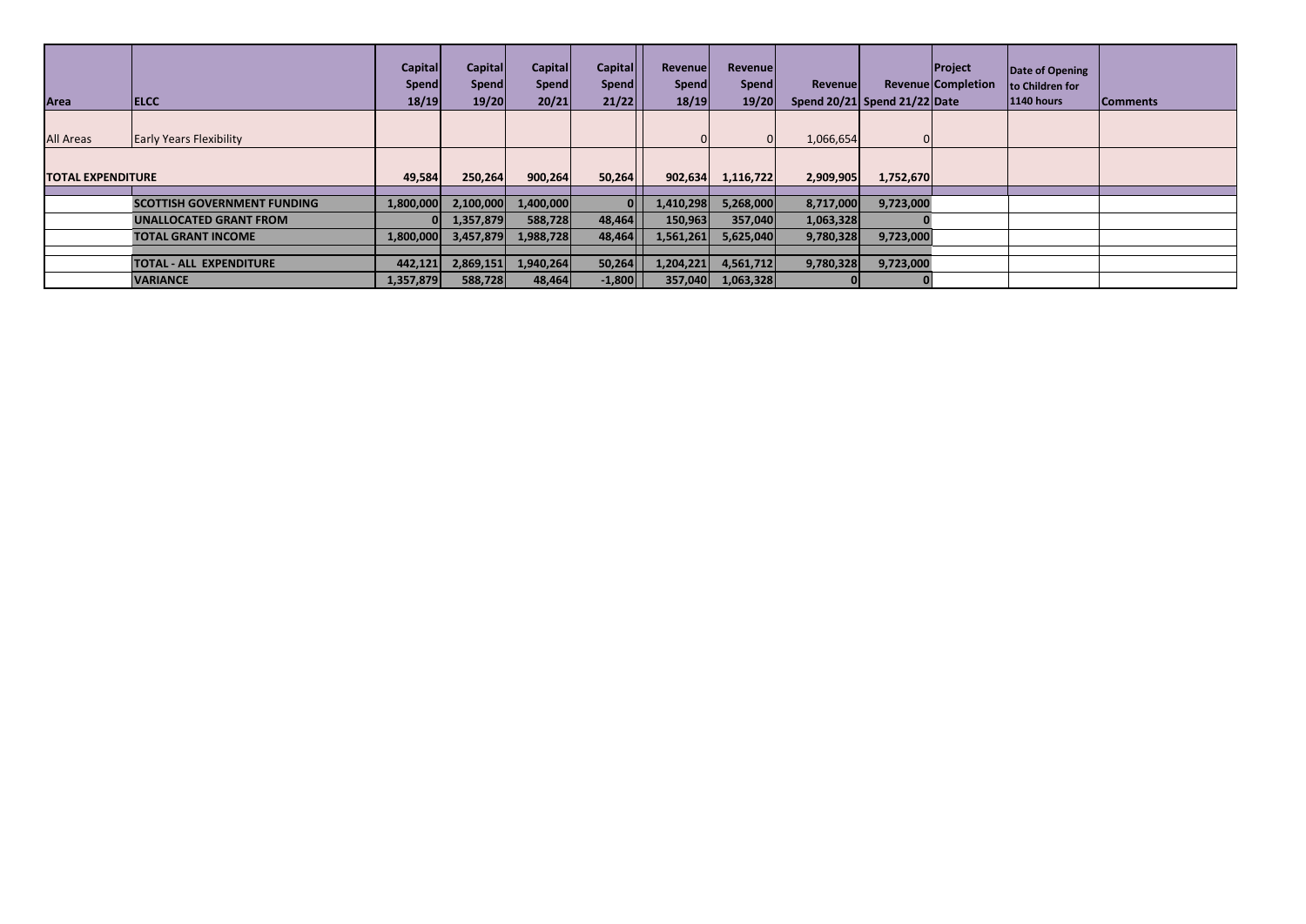| Area | ELCC | Capital Spend 18/19 | Capital Spend 19/20 | Capital Spend 20/21 | Capital Spend 21/22 | Revenue Spend 18/19 | Revenue Spend 19/20 | Revenue Spend 20/21 | Revenue Spend 21/22 | Project Completion Date | Date of Opening to Children for 1140 hours | Comments |
|---|---|---|---|---|---|---|---|---|---|---|---|---|
| All Areas | Early Years Flexibility | | | | | 0 | 0 | 1,066,654 | 0 | | | |
| **TOTAL EXPENDITURE** | | **49,584** | **250,264** | **900,264** | **50,264** | **902,634** | **1,116,722** | **2,909,905** | **1,752,670** | | | |
| | **SCOTTISH GOVERNMENT FUNDING** | **1,800,000** | **2,100,000** | **1,400,000** | **0** | **1,410,298** | **5,268,000** | **8,717,000** | **9,723,000** | | | |
| | **UNALLOCATED GRANT FROM** | **0** | **1,357,879** | **588,728** | **48,464** | **150,963** | **357,040** | **1,063,328** | **0** | | | |
| | **TOTAL GRANT INCOME** | **1,800,000** | **3,457,879** | **1,988,728** | **48,464** | **1,561,261** | **5,625,040** | **9,780,328** | **9,723,000** | | | |
| | **TOTAL - ALL EXPENDITURE** | **442,121** | **2,869,151** | **1,940,264** | **50,264** | **1,204,221** | **4,561,712** | **9,780,328** | **9,723,000** | | | |
| | **VARIANCE** | **1,357,879** | **588,728** | **48,464** | **-1,800** | **357,040** | **1,063,328** | **0** | **0** | | | |